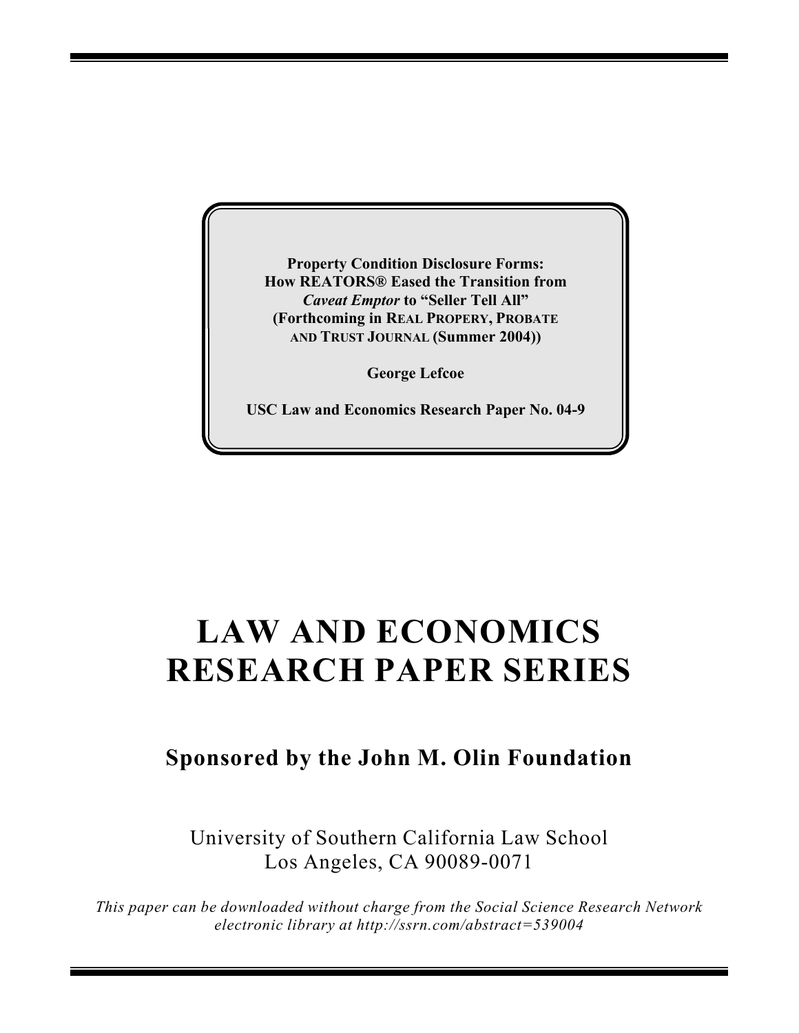**Property Condition Disclosure Forms:**
**How REATORS® Eased the Transition from**
***Caveat Emptor* to "Seller Tell All"**
**(Forthcoming in REAL PROPERY, PROBATE AND TRUST JOURNAL (Summer 2004))**

**George Lefcoe**

**USC Law and Economics Research Paper No. 04-9**

# LAW AND ECONOMICS RESEARCH PAPER SERIES

## Sponsored by the John M. Olin Foundation

University of Southern California Law School
Los Angeles, CA 90089-0071

*This paper can be downloaded without charge from the Social Science Research Network electronic library at http://ssrn.com/abstract=539004*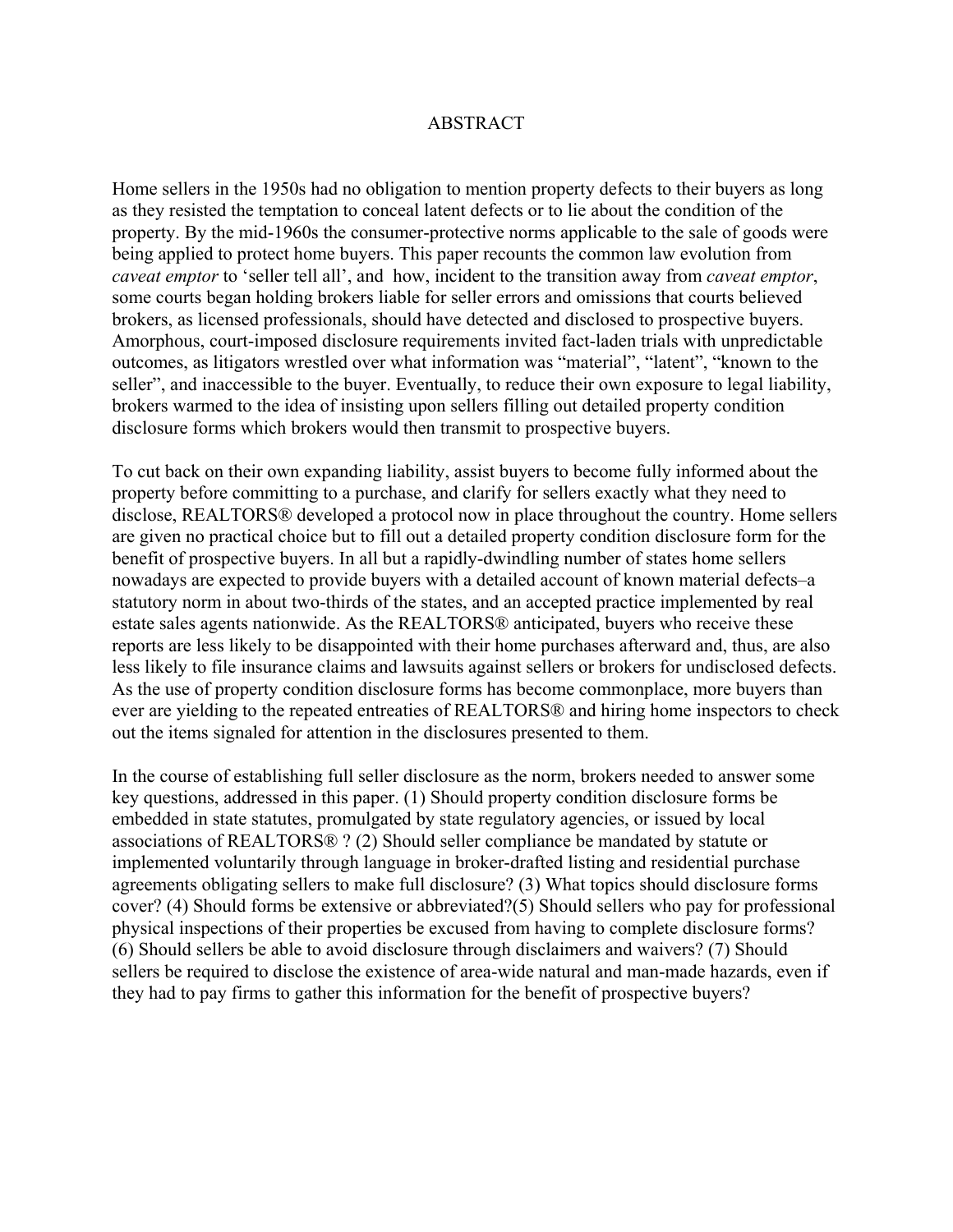# ABSTRACT

Home sellers in the 1950s had no obligation to mention property defects to their buyers as long as they resisted the temptation to conceal latent defects or to lie about the condition of the property. By the mid-1960s the consumer-protective norms applicable to the sale of goods were being applied to protect home buyers. This paper recounts the common law evolution from *caveat emptor* to 'seller tell all', and how, incident to the transition away from *caveat emptor*, some courts began holding brokers liable for seller errors and omissions that courts believed brokers, as licensed professionals, should have detected and disclosed to prospective buyers. Amorphous, court-imposed disclosure requirements invited fact-laden trials with unpredictable outcomes, as litigators wrestled over what information was "material", "latent", "known to the seller", and inaccessible to the buyer. Eventually, to reduce their own exposure to legal liability, brokers warmed to the idea of insisting upon sellers filling out detailed property condition disclosure forms which brokers would then transmit to prospective buyers.

To cut back on their own expanding liability, assist buyers to become fully informed about the property before committing to a purchase, and clarify for sellers exactly what they need to disclose, REALTORS® developed a protocol now in place throughout the country. Home sellers are given no practical choice but to fill out a detailed property condition disclosure form for the benefit of prospective buyers. In all but a rapidly-dwindling number of states home sellers nowadays are expected to provide buyers with a detailed account of known material defects–a statutory norm in about two-thirds of the states, and an accepted practice implemented by real estate sales agents nationwide. As the REALTORS® anticipated, buyers who receive these reports are less likely to be disappointed with their home purchases afterward and, thus, are also less likely to file insurance claims and lawsuits against sellers or brokers for undisclosed defects. As the use of property condition disclosure forms has become commonplace, more buyers than ever are yielding to the repeated entreaties of REALTORS® and hiring home inspectors to check out the items signaled for attention in the disclosures presented to them.

In the course of establishing full seller disclosure as the norm, brokers needed to answer some key questions, addressed in this paper. (1) Should property condition disclosure forms be embedded in state statutes, promulgated by state regulatory agencies, or issued by local associations of REALTORS® ? (2) Should seller compliance be mandated by statute or implemented voluntarily through language in broker-drafted listing and residential purchase agreements obligating sellers to make full disclosure? (3) What topics should disclosure forms cover? (4) Should forms be extensive or abbreviated?(5) Should sellers who pay for professional physical inspections of their properties be excused from having to complete disclosure forms? (6) Should sellers be able to avoid disclosure through disclaimers and waivers? (7) Should sellers be required to disclose the existence of area-wide natural and man-made hazards, even if they had to pay firms to gather this information for the benefit of prospective buyers?